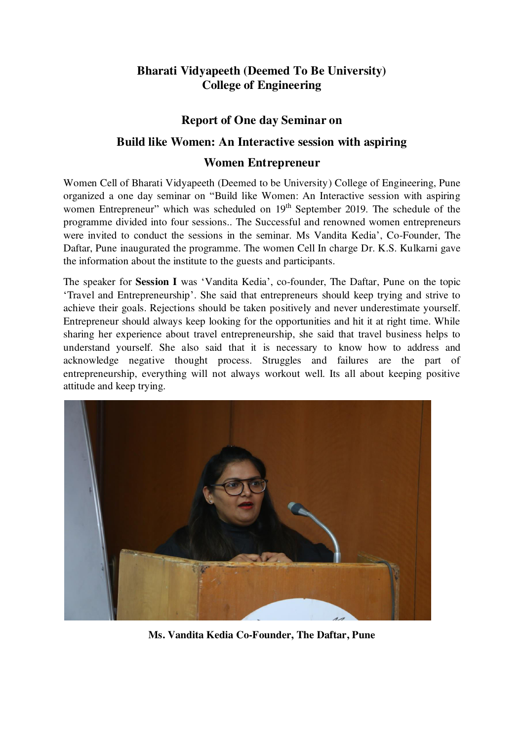**Bharati Vidyapeeth (Deemed To Be University)**
**College of Engineering**

## Report of One day Seminar on

## Build like Women: An Interactive session with aspiring Women Entrepreneur

Women Cell of Bharati Vidyapeeth (Deemed to be University) College of Engineering, Pune organized a one day seminar on "Build like Women: An Interactive session with aspiring women Entrepreneur" which was scheduled on 19th September 2019. The schedule of the programme divided into four sessions.. The Successful and renowned women entrepreneurs were invited to conduct the sessions in the seminar. Ms Vandita Kedia', Co-Founder, The Daftar, Pune inaugurated the programme. The women Cell In charge Dr. K.S. Kulkarni gave the information about the institute to the guests and participants.

The speaker for **Session I** was 'Vandita Kedia', co-founder, The Daftar, Pune on the topic 'Travel and Entrepreneurship'. She said that entrepreneurs should keep trying and strive to achieve their goals. Rejections should be taken positively and never underestimate yourself. Entrepreneur should always keep looking for the opportunities and hit it at right time. While sharing her experience about travel entrepreneurship, she said that travel business helps to understand yourself. She also said that it is necessary to know how to address and acknowledge negative thought process. Struggles and failures are the part of entrepreneurship, everything will not always workout well. Its all about keeping positive attitude and keep trying.

**Ms. Vandita Kedia Co-Founder, The Daftar, Pune**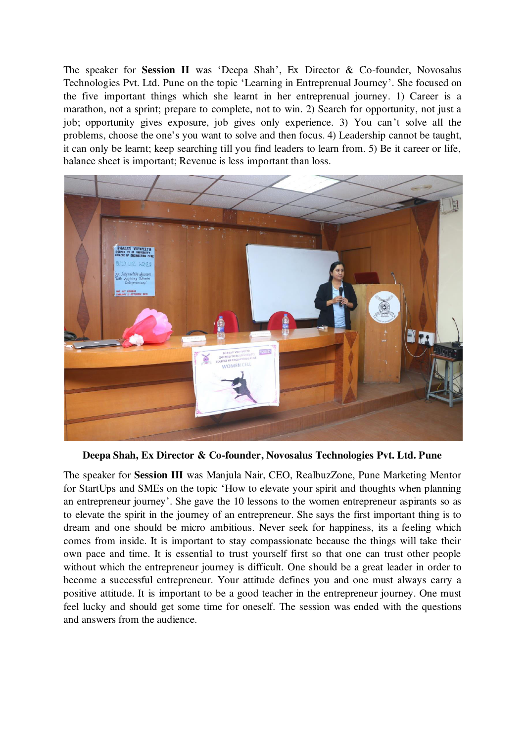The speaker for **Session II** was 'Deepa Shah', Ex Director & Co-founder, Novosalus Technologies Pvt. Ltd. Pune on the topic 'Learning in Entreprenual Journey'. She focused on the five important things which she learnt in her entreprenual journey. 1) Career is a marathon, not a sprint; prepare to complete, not to win. 2) Search for opportunity, not just a job; opportunity gives exposure, job gives only experience. 3) You can't solve all the problems, choose the one's you want to solve and then focus. 4) Leadership cannot be taught, it can only be learnt; keep searching till you find leaders to learn from. 5) Be it career or life, balance sheet is important; Revenue is less important than loss.

**Deepa Shah, Ex Director & Co-founder, Novosalus Technologies Pvt. Ltd. Pune**

The speaker for **Session III** was Manjula Nair, CEO, RealbuzZone, Pune Marketing Mentor for StartUps and SMEs on the topic 'How to elevate your spirit and thoughts when planning an entrepreneur journey'. She gave the 10 lessons to the women entrepreneur aspirants so as to elevate the spirit in the journey of an entrepreneur. She says the first important thing is to dream and one should be micro ambitious. Never seek for happiness, its a feeling which comes from inside. It is important to stay compassionate because the things will take their own pace and time. It is essential to trust yourself first so that one can trust other people without which the entrepreneur journey is difficult. One should be a great leader in order to become a successful entrepreneur. Your attitude defines you and one must always carry a positive attitude. It is important to be a good teacher in the entrepreneur journey. One must feel lucky and should get some time for oneself. The session was ended with the questions and answers from the audience.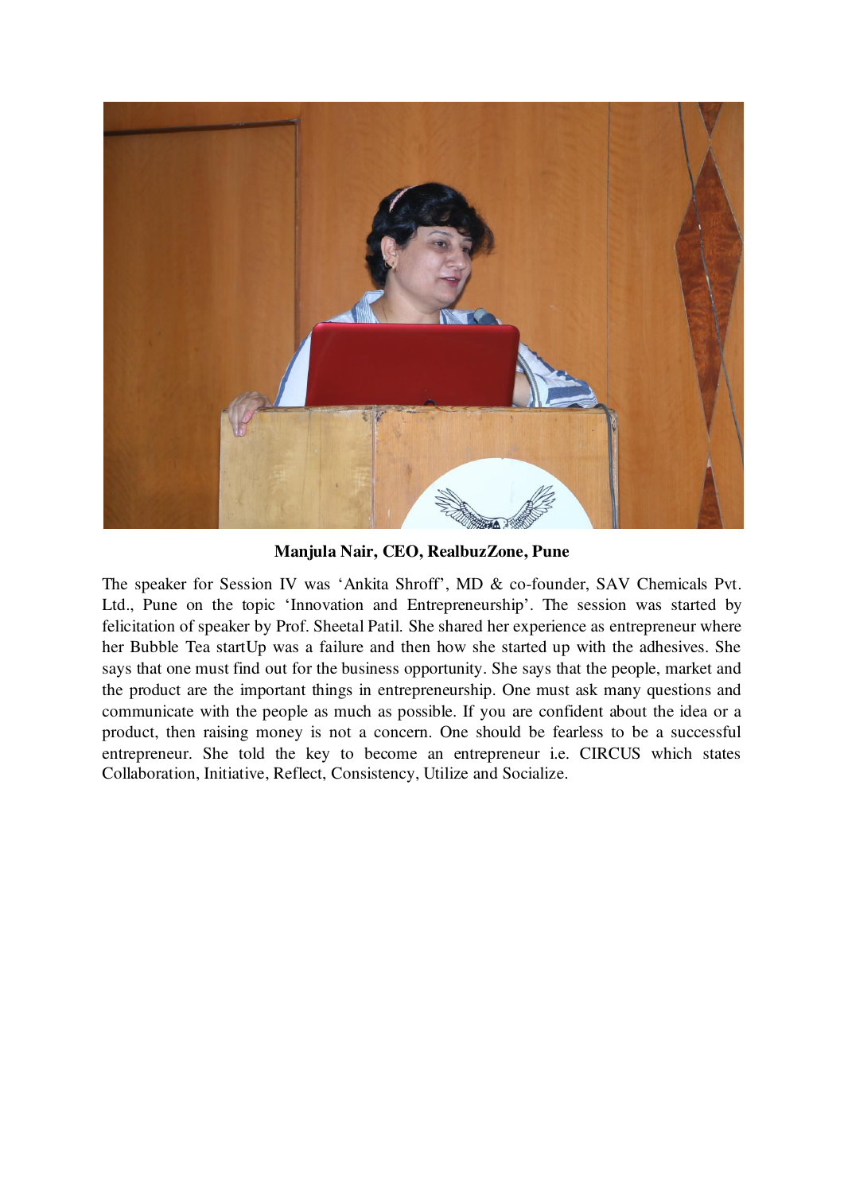**Manjula Nair, CEO, RealbuzZone, Pune**

The speaker for Session IV was 'Ankita Shroff', MD & co-founder, SAV Chemicals Pvt. Ltd., Pune on the topic 'Innovation and Entrepreneurship'. The session was started by felicitation of speaker by Prof. Sheetal Patil. She shared her experience as entrepreneur where her Bubble Tea startUp was a failure and then how she started up with the adhesives. She says that one must find out for the business opportunity. She says that the people, market and the product are the important things in entrepreneurship. One must ask many questions and communicate with the people as much as possible. If you are confident about the idea or a product, then raising money is not a concern. One should be fearless to be a successful entrepreneur. She told the key to become an entrepreneur i.e. CIRCUS which states Collaboration, Initiative, Reflect, Consistency, Utilize and Socialize.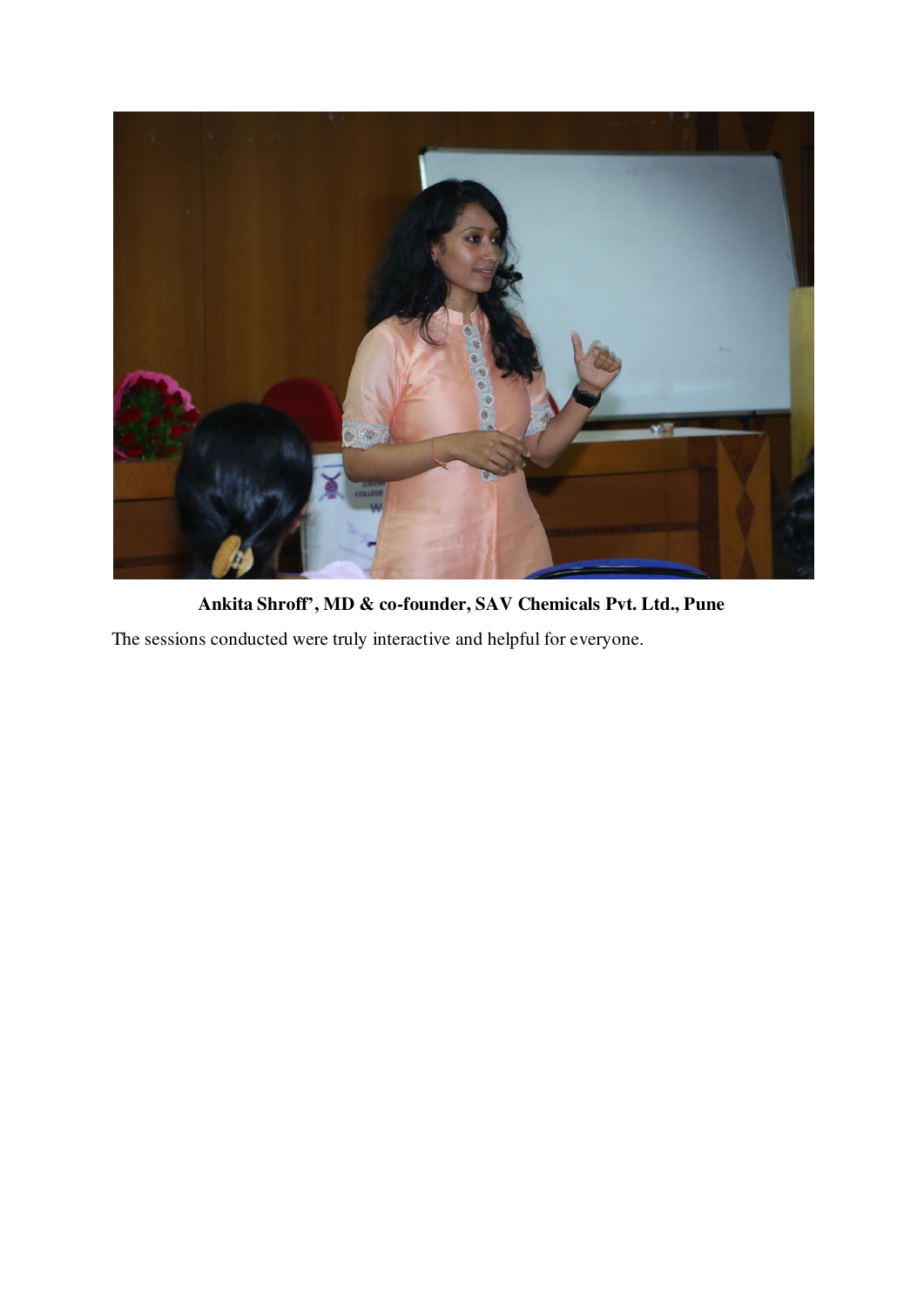**Ankita Shroff', MD & co-founder, SAV Chemicals Pvt. Ltd., Pune**

The sessions conducted were truly interactive and helpful for everyone.